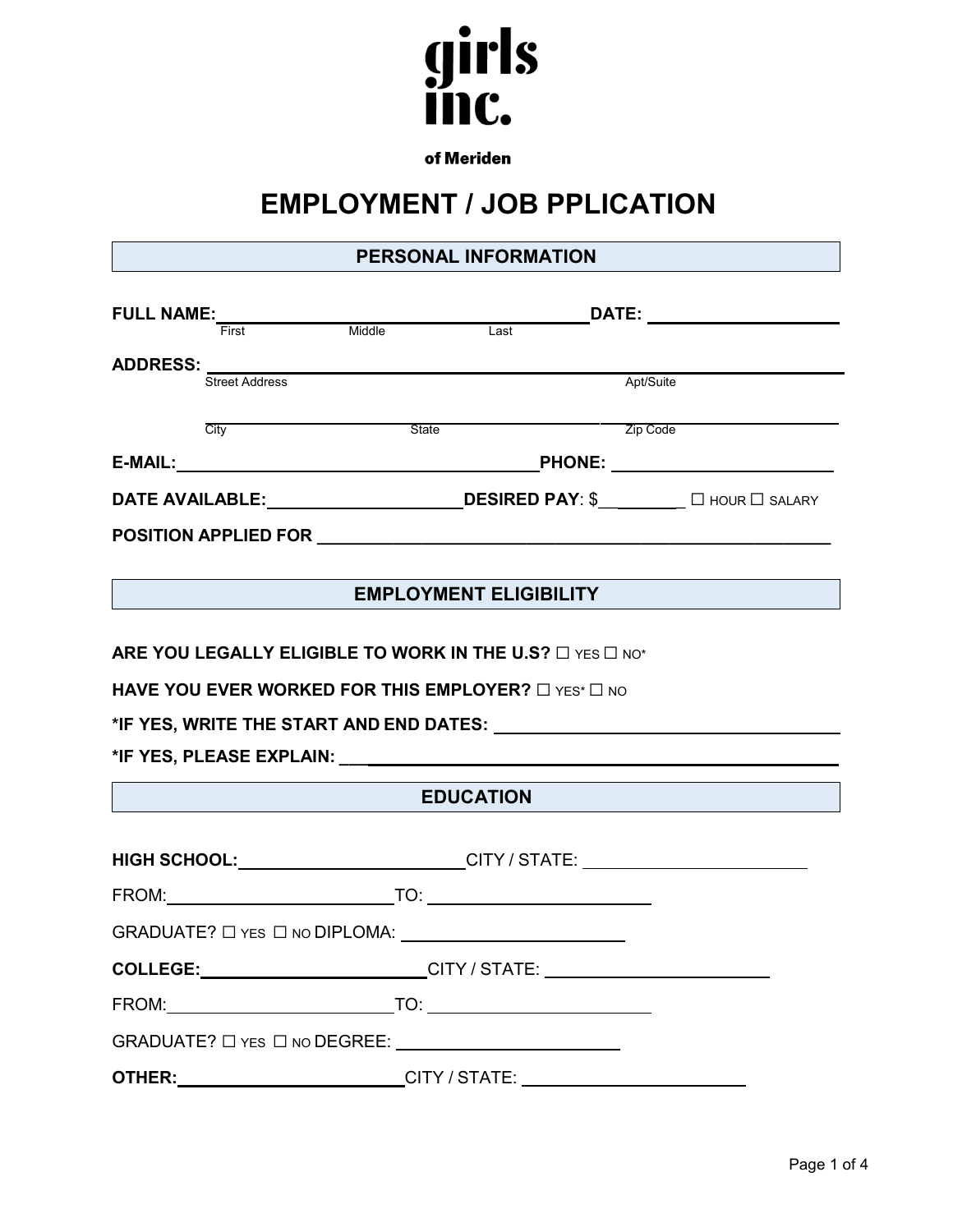**girls inc.**

**of Meriden**

# EMPLOYMENT / JOB PPLICATION

## PERSONAL INFORMATION

**FULL NAME:** ______________________________ **DATE:** ____________________

First Middle Last

**ADDRESS:** ____________________________________________________________

Street Address Apt/Suite

____________________________________________________________

City State Zip Code

**E-MAIL:** ______________________________ **PHONE:** ____________________

**DATE AVAILABLE:** ____________________ **DESIRED PAY**: $__________ ☐ HOUR ☐ SALARY

**POSITION APPLIED FOR** ____________________________________________________________

## EMPLOYMENT ELIGIBILITY

**ARE YOU LEGALLY ELIGIBLE TO WORK IN THE U.S?** ☐ YES ☐ NO*

**HAVE YOU EVER WORKED FOR THIS EMPLOYER?** ☐ YES* ☐ NO

***IF YES, WRITE THE START AND END DATES:** ______________________________

***IF YES, PLEASE EXPLAIN:** ______________________________

## EDUCATION

**HIGH SCHOOL:** ____________________ CITY / STATE: ____________________

FROM: ____________________ TO: ____________________

GRADUATE? ☐ YES ☐ NO DIPLOMA: ____________________

**COLLEGE:** ____________________ CITY / STATE: ____________________

FROM: ____________________ TO: ____________________

GRADUATE? ☐ YES ☐ NO DEGREE: ____________________

**OTHER:** ____________________ CITY / STATE: ____________________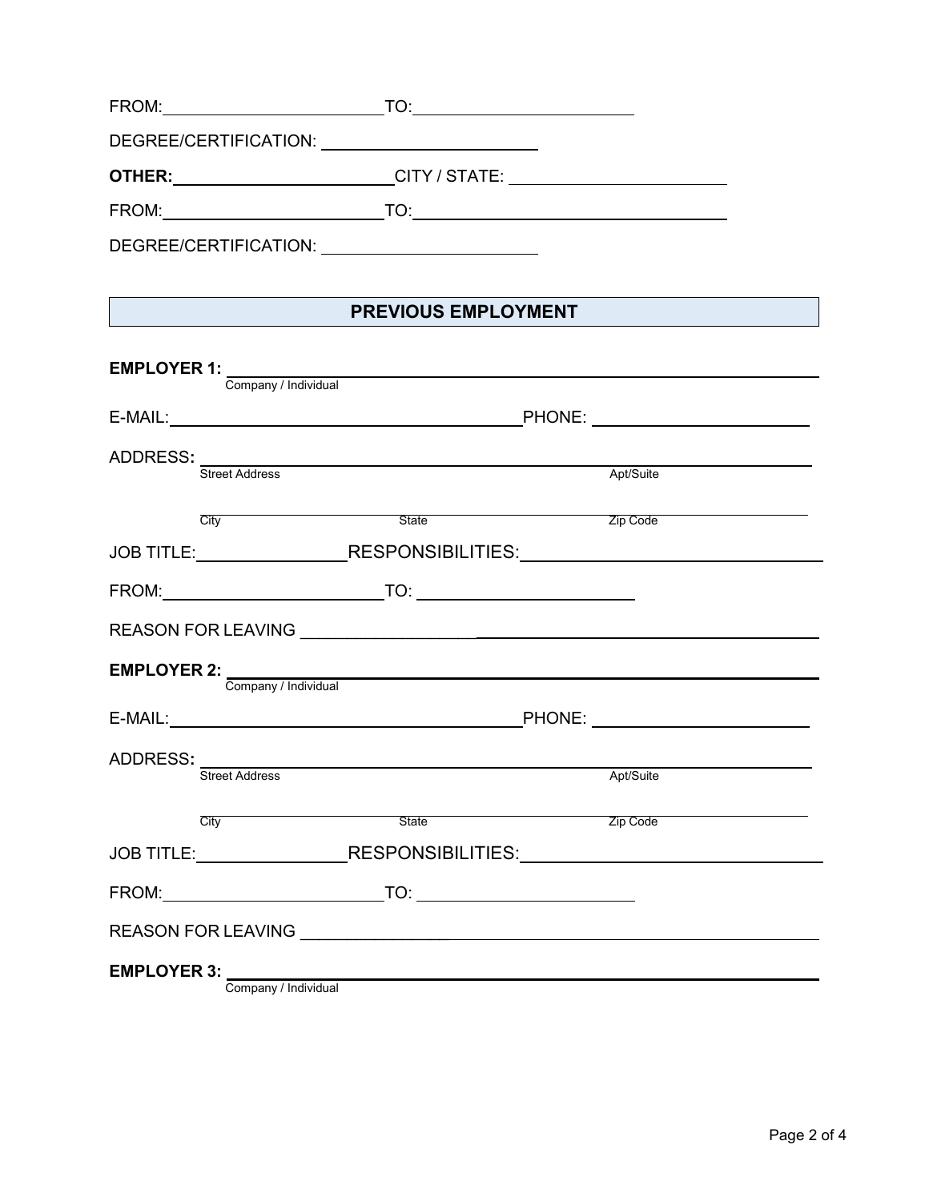FROM:________________________TO:________________________

DEGREE/CERTIFICATION: ________________________

**OTHER:**________________________CITY / STATE: ________________________

FROM:________________________TO:__________________________________

DEGREE/CERTIFICATION: ________________________

## PREVIOUS EMPLOYMENT

**EMPLOYER 1:** ______________________________________________________________
Company / Individual

E-MAIL:________________________________________PHONE: ________________________

ADDRESS**:** ______________________________________________________________
Street Address Apt/Suite

______________________________________________________________
City State Zip Code

JOB TITLE:________________RESPONSIBILITIES:______________________________

FROM:________________________TO: ________________________

REASON FOR LEAVING ________________________________________________________

**EMPLOYER 2:** ______________________________________________________________
Company / Individual

E-MAIL:________________________________________PHONE: ________________________

ADDRESS**:** ______________________________________________________________
Street Address Apt/Suite

______________________________________________________________
City State Zip Code

JOB TITLE:________________RESPONSIBILITIES:______________________________

FROM:________________________TO: ________________________

REASON FOR LEAVING ________________________________________________________

**EMPLOYER 3:** ______________________________________________________________
Company / Individual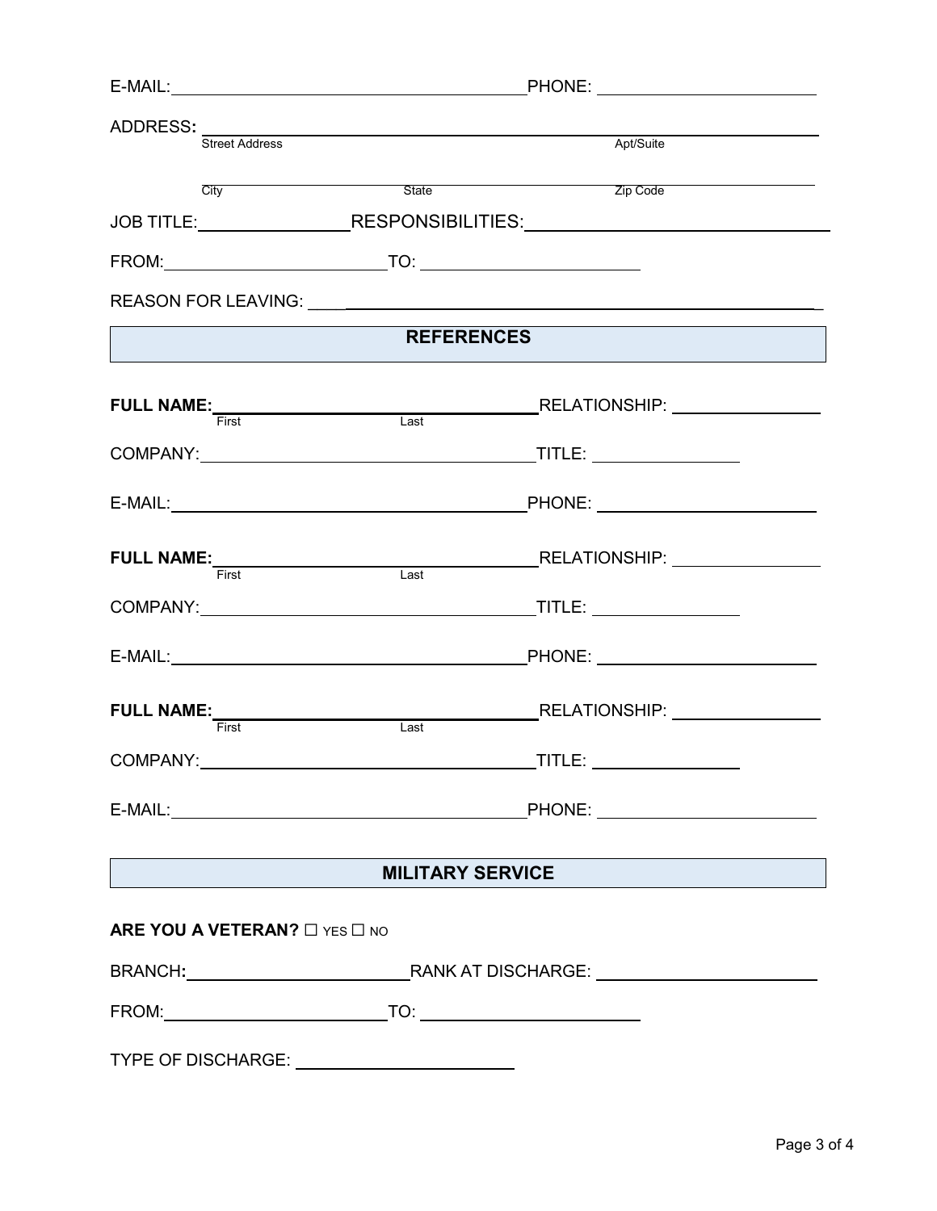E-MAIL: ______________________________ PHONE: ____________________

ADDRESS: ______________________________________________
Street Address                                                      Apt/Suite

______________________________________________
City                    State                    Zip Code

JOB TITLE: ______________ RESPONSIBILITIES: ______________________________

FROM: ____________________ TO: ____________________

REASON FOR LEAVING: ______________________________________________

## REFERENCES

**FULL NAME:** ______________________________ RELATIONSHIP: ______________
First                    Last

COMPANY: ______________________________ TITLE: ______________

E-MAIL: ______________________________ PHONE: ____________________

**FULL NAME:** ______________________________ RELATIONSHIP: ______________
First                    Last

COMPANY: ______________________________ TITLE: ______________

E-MAIL: ______________________________ PHONE: ____________________

**FULL NAME:** ______________________________ RELATIONSHIP: ______________
First                    Last

COMPANY: ______________________________ TITLE: ______________

E-MAIL: ______________________________ PHONE: ____________________

## MILITARY SERVICE

**ARE YOU A VETERAN?** ☐ YES ☐ NO

BRANCH: ____________________ RANK AT DISCHARGE: ____________________

FROM: ____________________ TO: ____________________

TYPE OF DISCHARGE: ____________________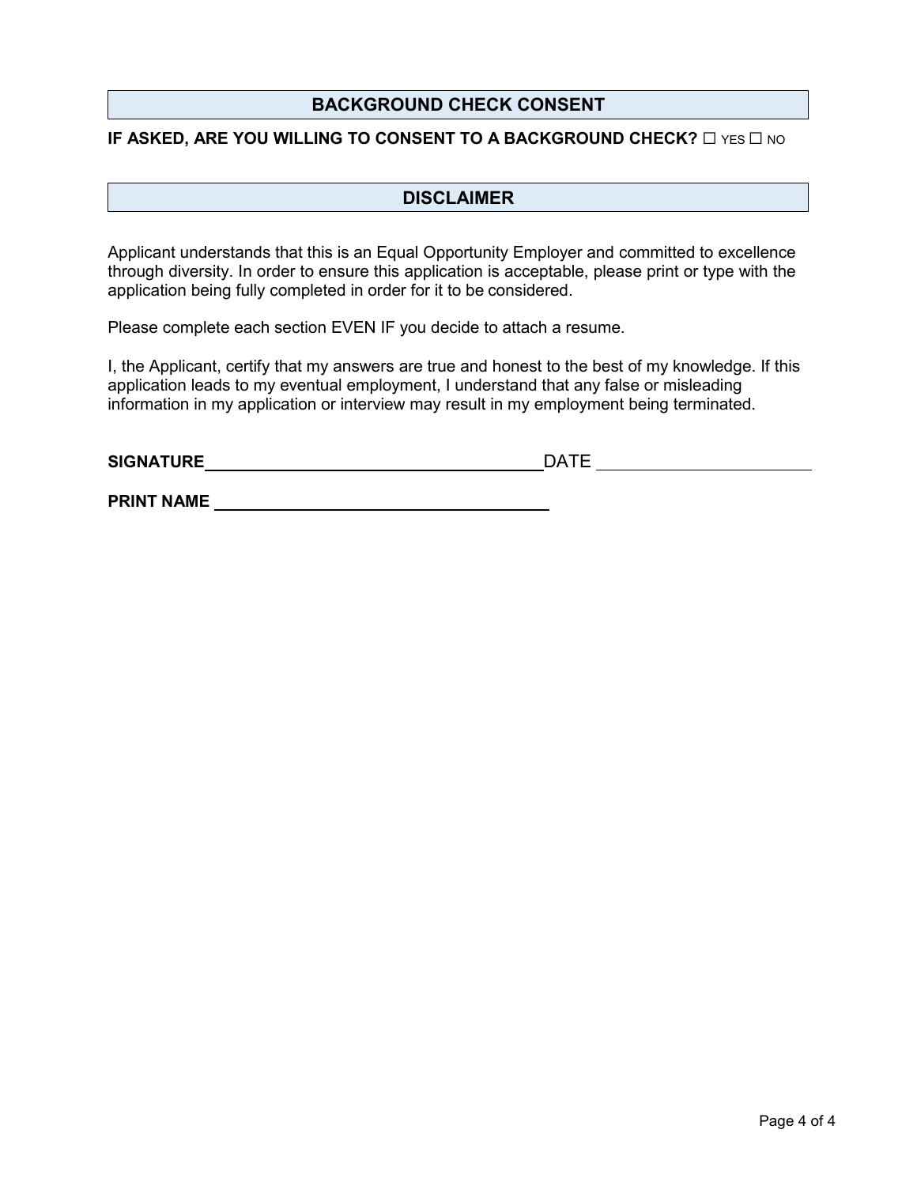## BACKGROUND CHECK CONSENT

**IF ASKED, ARE YOU WILLING TO CONSENT TO A BACKGROUND CHECK?** ☐ YES ☐ NO

## DISCLAIMER

Applicant understands that this is an Equal Opportunity Employer and committed to excellence through diversity. In order to ensure this application is acceptable, please print or type with the application being fully completed in order for it to be considered.

Please complete each section EVEN IF you decide to attach a resume.

I, the Applicant, certify that my answers are true and honest to the best of my knowledge. If this application leads to my eventual employment, I understand that any false or misleading information in my application or interview may result in my employment being terminated.

**SIGNATURE** ______________________________________ DATE ______________________

**PRINT NAME** ______________________________________